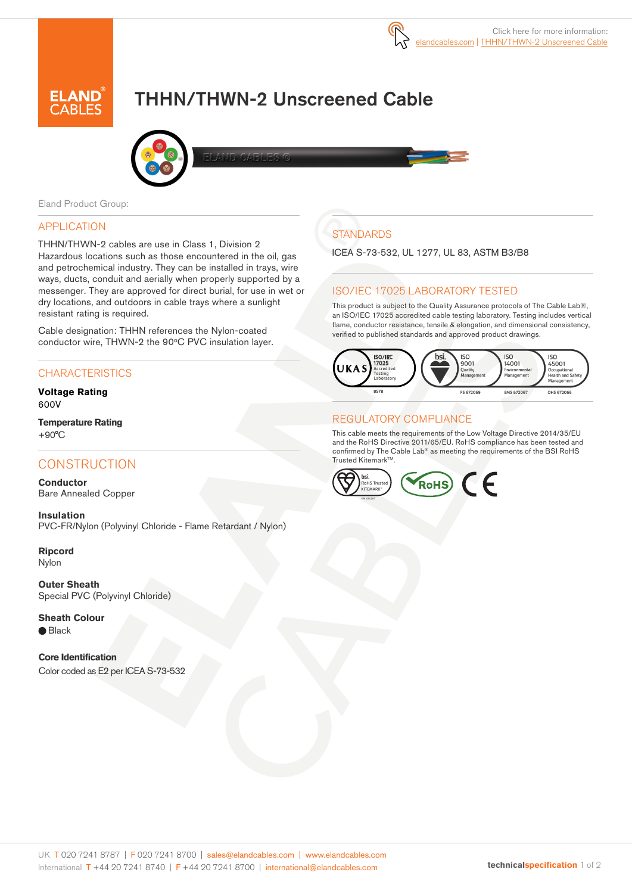Click here for more information: elandcables.com | THHN/THWN-2 Unscreened Cable

# THHN/THWN-2 Unscreened Cable

Eland Product Group:

## APPLICATION

THHN/THWN-2 cables are use in Class 1, Division 2 Hazardous locations such as those encountered in the oil, gas and petrochemical industry. They can be installed in trays, wire ways, ducts, conduit and aerially when properly supported by a messenger. They are approved for direct burial, for use in wet or dry locations, and outdoors in cable trays where a sunlight resistant rating is required.

Cable designation: THHN references the Nylon-coated conductor wire, THWN-2 the 90ºC PVC insulation layer.

## CHARACTERISTICS

**Voltage Rating**
600V

**Temperature Rating**
+90ºC

## CONSTRUCTION

**Conductor**
Bare Annealed Copper

**Insulation**
PVC-FR/Nylon (Polyvinyl Chloride - Flame Retardant / Nylon)

**Ripcord**
Nylon

**Outer Sheath**
Special PVC (Polyvinyl Chloride)

**Sheath Colour**
● Black

**Core Identification**
Color coded as E2 per ICEA S-73-532

## STANDARDS

ICEA S-73-532, UL 1277, UL 83, ASTM B3/B8

## ISO/IEC 17025 LABORATORY TESTED

This product is subject to the Quality Assurance protocols of The Cable Lab®, an ISO/IEC 17025 accredited cable testing laboratory. Testing includes vertical flame, conductor resistance, tensile & elongation, and dimensional consistency, verified to published standards and approved product drawings.

UKAS ISO/IEC 17025 Accredited Testing Laboratory 8578 | bsi. ISO 9001 Quality Management FS 672069 | ISO 14001 Environmental Management EMS 672067 | ISO 45001 Occupational Health and Safety Management OHS 672066

## REGULATORY COMPLIANCE

This cable meets the requirements of the Low Voltage Directive 2014/35/EU and the RoHS Directive 2011/65/EU. RoHS compliance has been tested and confirmed by The Cable Lab® as meeting the requirements of the BSI RoHS Trusted Kitemark™.

bsi. RoHS Trusted KITEMARK™ | RoHS | CE

UK T 020 7241 8787 | F 020 7241 8700 | sales@elandcables.com | www.elandcables.com
International T +44 20 7241 8740 | F +44 20 7241 8700 | international@elandcables.com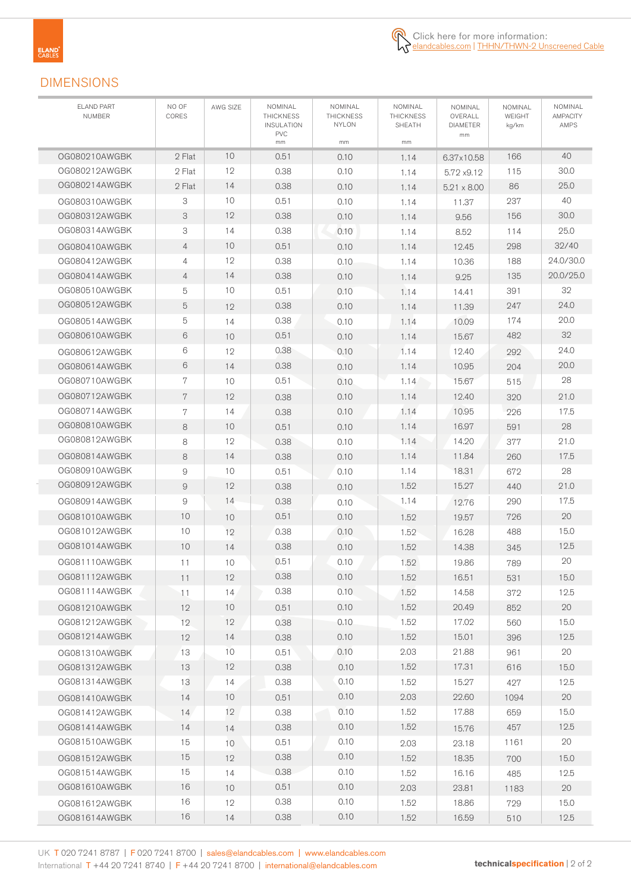Click here for more information: elandcables.com | THHN/THWN-2 Unscreened Cable

## DIMENSIONS

| ELAND PART NUMBER | NO OF CORES | AWG SIZE | NOMINAL THICKNESS INSULATION PVC mm | NOMINAL THICKNESS NYLON mm | NOMINAL THICKNESS SHEATH mm | NOMINAL OVERALL DIAMETER mm | NOMINAL WEIGHT kg/km | NOMINAL AMPACITY AMPS |
|---|---|---|---|---|---|---|---|---|
| OG080210AWGBK | 2 Flat | 10 | 0.51 | 0.10 | 1.14 | 6.37x10.58 | 166 | 40 |
| OG080212AWGBK | 2 Flat | 12 | 0.38 | 0.10 | 1.14 | 5.72 x9.12 | 115 | 30.0 |
| OG080214AWGBK | 2 Flat | 14 | 0.38 | 0.10 | 1.14 | 5.21 x 8.00 | 86 | 25.0 |
| OG080310AWGBK | 3 | 10 | 0.51 | 0.10 | 1.14 | 11.37 | 237 | 40 |
| OG080312AWGBK | 3 | 12 | 0.38 | 0.10 | 1.14 | 9.56 | 156 | 30.0 |
| OG080314AWGBK | 3 | 14 | 0.38 | 0.10 | 1.14 | 8.52 | 114 | 25.0 |
| OG080410AWGBK | 4 | 10 | 0.51 | 0.10 | 1.14 | 12.45 | 298 | 32/40 |
| OG080412AWGBK | 4 | 12 | 0.38 | 0.10 | 1.14 | 10.36 | 188 | 24.0/30.0 |
| OG080414AWGBK | 4 | 14 | 0.38 | 0.10 | 1.14 | 9.25 | 135 | 20.0/25.0 |
| OG080510AWGBK | 5 | 10 | 0.51 | 0.10 | 1.14 | 14.41 | 391 | 32 |
| OG080512AWGBK | 5 | 12 | 0.38 | 0.10 | 1.14 | 11.39 | 247 | 24.0 |
| OG080514AWGBK | 5 | 14 | 0.38 | 0.10 | 1.14 | 10.09 | 174 | 20.0 |
| OG080610AWGBK | 6 | 10 | 0.51 | 0.10 | 1.14 | 15.67 | 482 | 32 |
| OG080612AWGBK | 6 | 12 | 0.38 | 0.10 | 1.14 | 12.40 | 292 | 24.0 |
| OG080614AWGBK | 6 | 14 | 0.38 | 0.10 | 1.14 | 10.95 | 204 | 20.0 |
| OG080710AWGBK | 7 | 10 | 0.51 | 0.10 | 1.14 | 15.67 | 515 | 28 |
| OG080712AWGBK | 7 | 12 | 0.38 | 0.10 | 1.14 | 12.40 | 320 | 21.0 |
| OG080714AWGBK | 7 | 14 | 0.38 | 0.10 | 1.14 | 10.95 | 226 | 17.5 |
| OG080810AWGBK | 8 | 10 | 0.51 | 0.10 | 1.14 | 16.97 | 591 | 28 |
| OG080812AWGBK | 8 | 12 | 0.38 | 0.10 | 1.14 | 14.20 | 377 | 21.0 |
| OG080814AWGBK | 8 | 14 | 0.38 | 0.10 | 1.14 | 11.84 | 260 | 17.5 |
| OG080910AWGBK | 9 | 10 | 0.51 | 0.10 | 1.14 | 18.31 | 672 | 28 |
| OG080912AWGBK | 9 | 12 | 0.38 | 0.10 | 1.52 | 15.27 | 440 | 21.0 |
| OG080914AWGBK | 9 | 14 | 0.38 | 0.10 | 1.14 | 12.76 | 290 | 17.5 |
| OG081010AWGBK | 10 | 10 | 0.51 | 0.10 | 1.52 | 19.57 | 726 | 20 |
| OG081012AWGBK | 10 | 12 | 0.38 | 0.10 | 1.52 | 16.28 | 488 | 15.0 |
| OG081014AWGBK | 10 | 14 | 0.38 | 0.10 | 1.52 | 14.38 | 345 | 12.5 |
| OG081110AWGBK | 11 | 10 | 0.51 | 0.10 | 1.52 | 19.86 | 789 | 20 |
| OG081112AWGBK | 11 | 12 | 0.38 | 0.10 | 1.52 | 16.51 | 531 | 15.0 |
| OG081114AWGBK | 11 | 14 | 0.38 | 0.10 | 1.52 | 14.58 | 372 | 12.5 |
| OG081210AWGBK | 12 | 10 | 0.51 | 0.10 | 1.52 | 20.49 | 852 | 20 |
| OG081212AWGBK | 12 | 12 | 0.38 | 0.10 | 1.52 | 17.02 | 560 | 15.0 |
| OG081214AWGBK | 12 | 14 | 0.38 | 0.10 | 1.52 | 15.01 | 396 | 12.5 |
| OG081310AWGBK | 13 | 10 | 0.51 | 0.10 | 2.03 | 21.88 | 961 | 20 |
| OG081312AWGBK | 13 | 12 | 0.38 | 0.10 | 1.52 | 17.31 | 616 | 15.0 |
| OG081314AWGBK | 13 | 14 | 0.38 | 0.10 | 1.52 | 15.27 | 427 | 12.5 |
| OG081410AWGBK | 14 | 10 | 0.51 | 0.10 | 2.03 | 22.60 | 1094 | 20 |
| OG081412AWGBK | 14 | 12 | 0.38 | 0.10 | 1.52 | 17.88 | 659 | 15.0 |
| OG081414AWGBK | 14 | 14 | 0.38 | 0.10 | 1.52 | 15.76 | 457 | 12.5 |
| OG081510AWGBK | 15 | 10 | 0.51 | 0.10 | 2.03 | 23.18 | 1161 | 20 |
| OG081512AWGBK | 15 | 12 | 0.38 | 0.10 | 1.52 | 18.35 | 700 | 15.0 |
| OG081514AWGBK | 15 | 14 | 0.38 | 0.10 | 1.52 | 16.16 | 485 | 12.5 |
| OG081610AWGBK | 16 | 10 | 0.51 | 0.10 | 2.03 | 23.81 | 1183 | 20 |
| OG081612AWGBK | 16 | 12 | 0.38 | 0.10 | 1.52 | 18.86 | 729 | 15.0 |
| OG081614AWGBK | 16 | 14 | 0.38 | 0.10 | 1.52 | 16.59 | 510 | 12.5 |

UK T 020 7241 8787 | F 020 7241 8700 | sales@elandcables.com | www.elandcables.com
International T +44 20 7241 8740 | F +44 20 7241 8700 | international@elandcables.com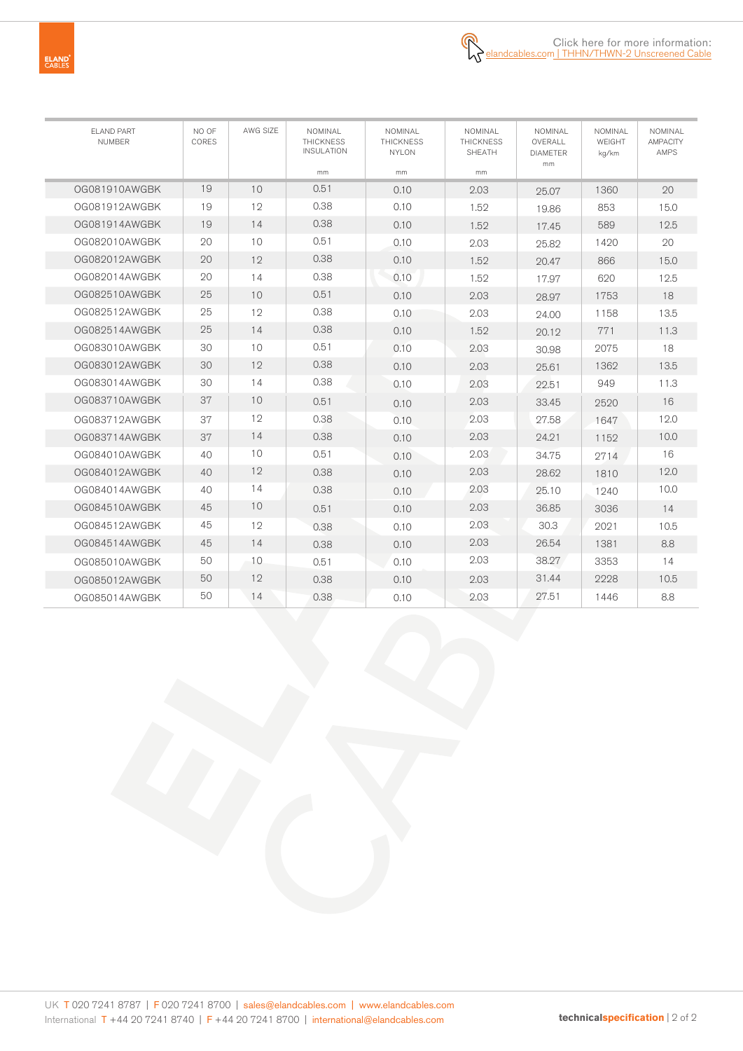Click here for more information:
elandcables.com | THHN/THWN-2 Unscreened Cable

| ELAND PART NUMBER | NO OF CORES | AWG SIZE | NOMINAL THICKNESS INSULATION mm | NOMINAL THICKNESS NYLON mm | NOMINAL THICKNESS SHEATH mm | NOMINAL OVERALL DIAMETER mm | NOMINAL WEIGHT kg/km | NOMINAL AMPACITY AMPS |
|---|---|---|---|---|---|---|---|---|
| OG081910AWGBK | 19 | 10 | 0.51 | 0.10 | 2.03 | 25.07 | 1360 | 20 |
| OG081912AWGBK | 19 | 12 | 0.38 | 0.10 | 1.52 | 19.86 | 853 | 15.0 |
| OG081914AWGBK | 19 | 14 | 0.38 | 0.10 | 1.52 | 17.45 | 589 | 12.5 |
| OG082010AWGBK | 20 | 10 | 0.51 | 0.10 | 2.03 | 25.82 | 1420 | 20 |
| OG082012AWGBK | 20 | 12 | 0.38 | 0.10 | 1.52 | 20.47 | 866 | 15.0 |
| OG082014AWGBK | 20 | 14 | 0.38 | 0.10 | 1.52 | 17.97 | 620 | 12.5 |
| OG082510AWGBK | 25 | 10 | 0.51 | 0.10 | 2.03 | 28.97 | 1753 | 18 |
| OG082512AWGBK | 25 | 12 | 0.38 | 0.10 | 2.03 | 24.00 | 1158 | 13.5 |
| OG082514AWGBK | 25 | 14 | 0.38 | 0.10 | 1.52 | 20.12 | 771 | 11.3 |
| OG083010AWGBK | 30 | 10 | 0.51 | 0.10 | 2.03 | 30.98 | 2075 | 18 |
| OG083012AWGBK | 30 | 12 | 0.38 | 0.10 | 2.03 | 25.61 | 1362 | 13.5 |
| OG083014AWGBK | 30 | 14 | 0.38 | 0.10 | 2.03 | 22.51 | 949 | 11.3 |
| OG083710AWGBK | 37 | 10 | 0.51 | 0.10 | 2.03 | 33.45 | 2520 | 16 |
| OG083712AWGBK | 37 | 12 | 0.38 | 0.10 | 2.03 | 27.58 | 1647 | 12.0 |
| OG083714AWGBK | 37 | 14 | 0.38 | 0.10 | 2.03 | 24.21 | 1152 | 10.0 |
| OG084010AWGBK | 40 | 10 | 0.51 | 0.10 | 2.03 | 34.75 | 2714 | 16 |
| OG084012AWGBK | 40 | 12 | 0.38 | 0.10 | 2.03 | 28.62 | 1810 | 12.0 |
| OG084014AWGBK | 40 | 14 | 0.38 | 0.10 | 2.03 | 25.10 | 1240 | 10.0 |
| OG084510AWGBK | 45 | 10 | 0.51 | 0.10 | 2.03 | 36.85 | 3036 | 14 |
| OG084512AWGBK | 45 | 12 | 0.38 | 0.10 | 2.03 | 30.3 | 2021 | 10.5 |
| OG084514AWGBK | 45 | 14 | 0.38 | 0.10 | 2.03 | 26.54 | 1381 | 8.8 |
| OG085010AWGBK | 50 | 10 | 0.51 | 0.10 | 2.03 | 38.27 | 3353 | 14 |
| OG085012AWGBK | 50 | 12 | 0.38 | 0.10 | 2.03 | 31.44 | 2228 | 10.5 |
| OG085014AWGBK | 50 | 14 | 0.38 | 0.10 | 2.03 | 27.51 | 1446 | 8.8 |

UK T 020 7241 8787 | F 020 7241 8700 | sales@elandcables.com | www.elandcables.com
International T +44 20 7241 8740 | F +44 20 7241 8700 | international@elandcables.com

**technicalspecification**